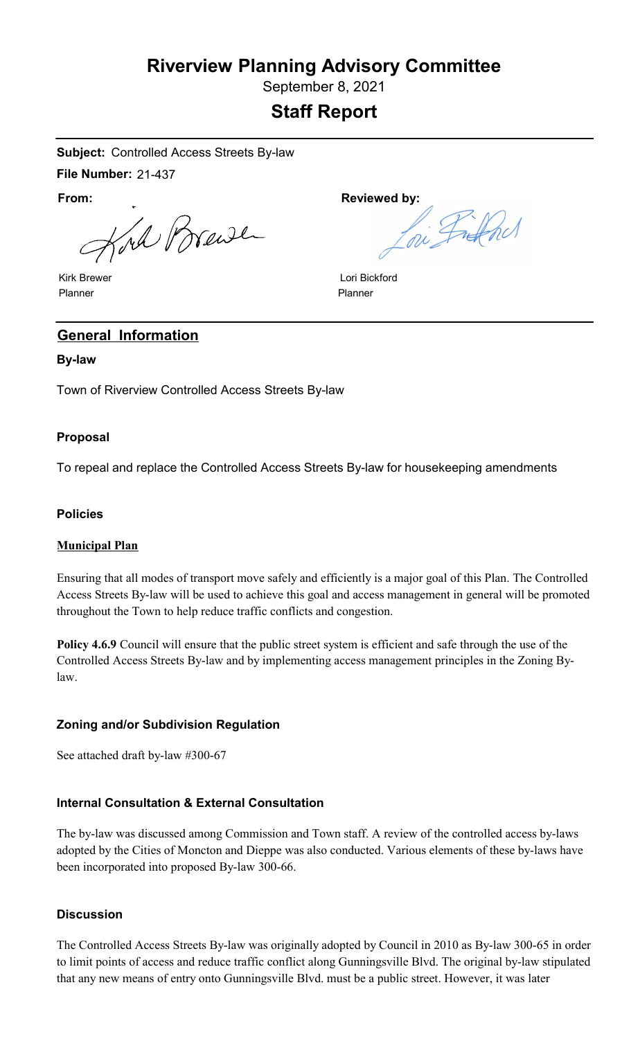# Riverview Planning Advisory Committee

September 8, 2021

## Staff Report

**Subject:** Controlled Access Streets By-law

**File Number:** 21-437

| **From:** | **Reviewed by:** |
|---|---|
| Kirk Brewer | Lori Bickford |
| Planner | Planner |

## General Information

### By-law

Town of Riverview Controlled Access Streets By-law

### Proposal

To repeal and replace the Controlled Access Streets By-law for housekeeping amendments

### Policies

#### Municipal Plan

Ensuring that all modes of transport move safely and efficiently is a major goal of this Plan. The Controlled Access Streets By-law will be used to achieve this goal and access management in general will be promoted throughout the Town to help reduce traffic conflicts and congestion.

**Policy 4.6.9** Council will ensure that the public street system is efficient and safe through the use of the Controlled Access Streets By-law and by implementing access management principles in the Zoning By-law.

### Zoning and/or Subdivision Regulation

See attached draft by-law #300-67

### Internal Consultation & External Consultation

The by-law was discussed among Commission and Town staff. A review of the controlled access by-laws adopted by the Cities of Moncton and Dieppe was also conducted. Various elements of these by-laws have been incorporated into proposed By-law 300-66.

### Discussion

The Controlled Access Streets By-law was originally adopted by Council in 2010 as By-law 300-65 in order to limit points of access and reduce traffic conflict along Gunningsville Blvd. The original by-law stipulated that any new means of entry onto Gunningsville Blvd. must be a public street. However, it was later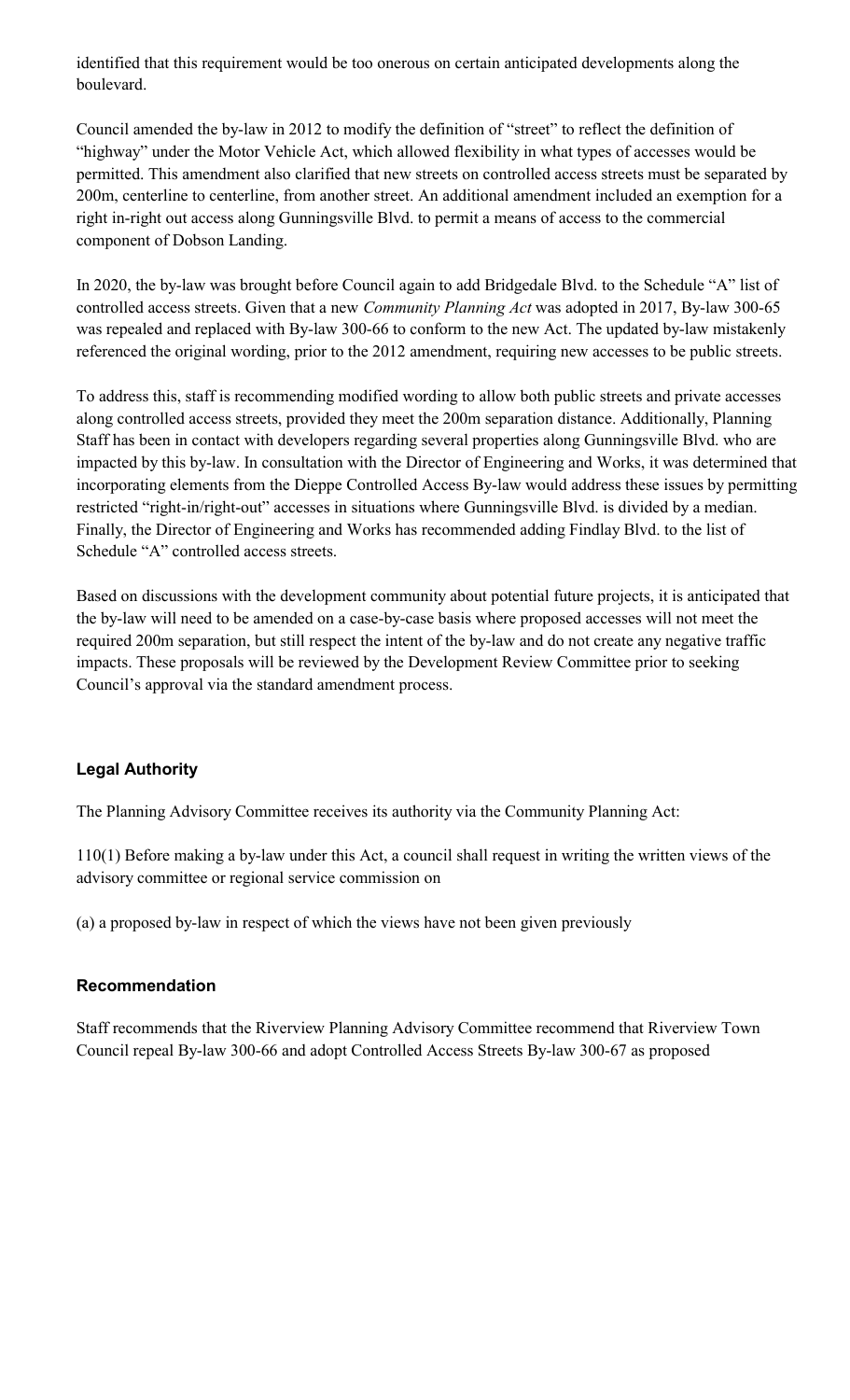identified that this requirement would be too onerous on certain anticipated developments along the boulevard.

Council amended the by-law in 2012 to modify the definition of "street" to reflect the definition of "highway" under the Motor Vehicle Act, which allowed flexibility in what types of accesses would be permitted. This amendment also clarified that new streets on controlled access streets must be separated by 200m, centerline to centerline, from another street. An additional amendment included an exemption for a right in-right out access along Gunningsville Blvd. to permit a means of access to the commercial component of Dobson Landing.

In 2020, the by-law was brought before Council again to add Bridgedale Blvd. to the Schedule "A" list of controlled access streets. Given that a new *Community Planning Act* was adopted in 2017, By-law 300-65 was repealed and replaced with By-law 300-66 to conform to the new Act. The updated by-law mistakenly referenced the original wording, prior to the 2012 amendment, requiring new accesses to be public streets.

To address this, staff is recommending modified wording to allow both public streets and private accesses along controlled access streets, provided they meet the 200m separation distance. Additionally, Planning Staff has been in contact with developers regarding several properties along Gunningsville Blvd. who are impacted by this by-law. In consultation with the Director of Engineering and Works, it was determined that incorporating elements from the Dieppe Controlled Access By-law would address these issues by permitting restricted "right-in/right-out" accesses in situations where Gunningsville Blvd. is divided by a median. Finally, the Director of Engineering and Works has recommended adding Findlay Blvd. to the list of Schedule "A" controlled access streets.

Based on discussions with the development community about potential future projects, it is anticipated that the by-law will need to be amended on a case-by-case basis where proposed accesses will not meet the required 200m separation, but still respect the intent of the by-law and do not create any negative traffic impacts. These proposals will be reviewed by the Development Review Committee prior to seeking Council's approval via the standard amendment process.

### Legal Authority

The Planning Advisory Committee receives its authority via the Community Planning Act:

110(1) Before making a by-law under this Act, a council shall request in writing the written views of the advisory committee or regional service commission on

(a) a proposed by-law in respect of which the views have not been given previously

### Recommendation

Staff recommends that the Riverview Planning Advisory Committee recommend that Riverview Town Council repeal By-law 300-66 and adopt Controlled Access Streets By-law 300-67 as proposed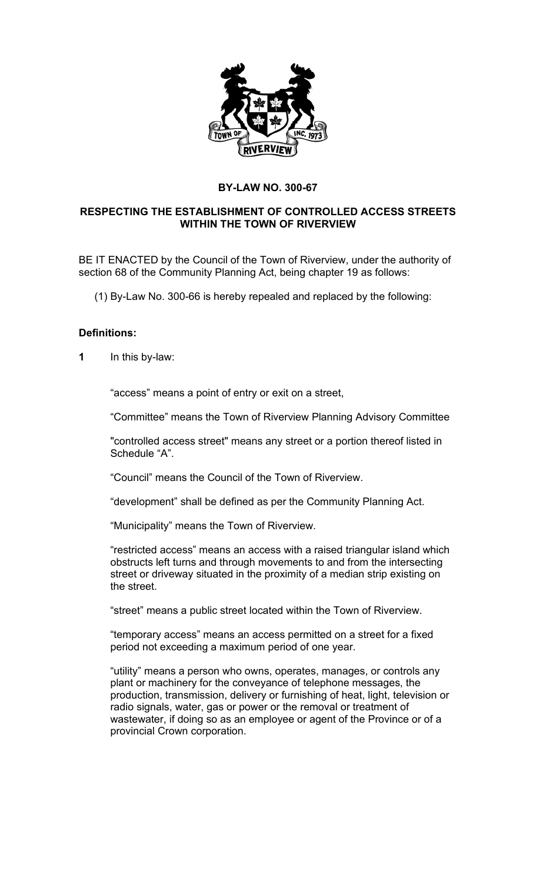**BY-LAW NO. 300-67**

**RESPECTING THE ESTABLISHMENT OF CONTROLLED ACCESS STREETS WITHIN THE TOWN OF RIVERVIEW**

BE IT ENACTED by the Council of the Town of Riverview, under the authority of section 68 of the Community Planning Act, being chapter 19 as follows:

(1) By-Law No. 300-66 is hereby repealed and replaced by the following:

**Definitions:**

**1** In this by-law:

"access" means a point of entry or exit on a street,

"Committee" means the Town of Riverview Planning Advisory Committee

"controlled access street" means any street or a portion thereof listed in Schedule "A".

"Council" means the Council of the Town of Riverview.

"development" shall be defined as per the Community Planning Act.

"Municipality" means the Town of Riverview.

"restricted access" means an access with a raised triangular island which obstructs left turns and through movements to and from the intersecting street or driveway situated in the proximity of a median strip existing on the street.

"street" means a public street located within the Town of Riverview.

"temporary access" means an access permitted on a street for a fixed period not exceeding a maximum period of one year.

"utility" means a person who owns, operates, manages, or controls any plant or machinery for the conveyance of telephone messages, the production, transmission, delivery or furnishing of heat, light, television or radio signals, water, gas or power or the removal or treatment of wastewater, if doing so as an employee or agent of the Province or of a provincial Crown corporation.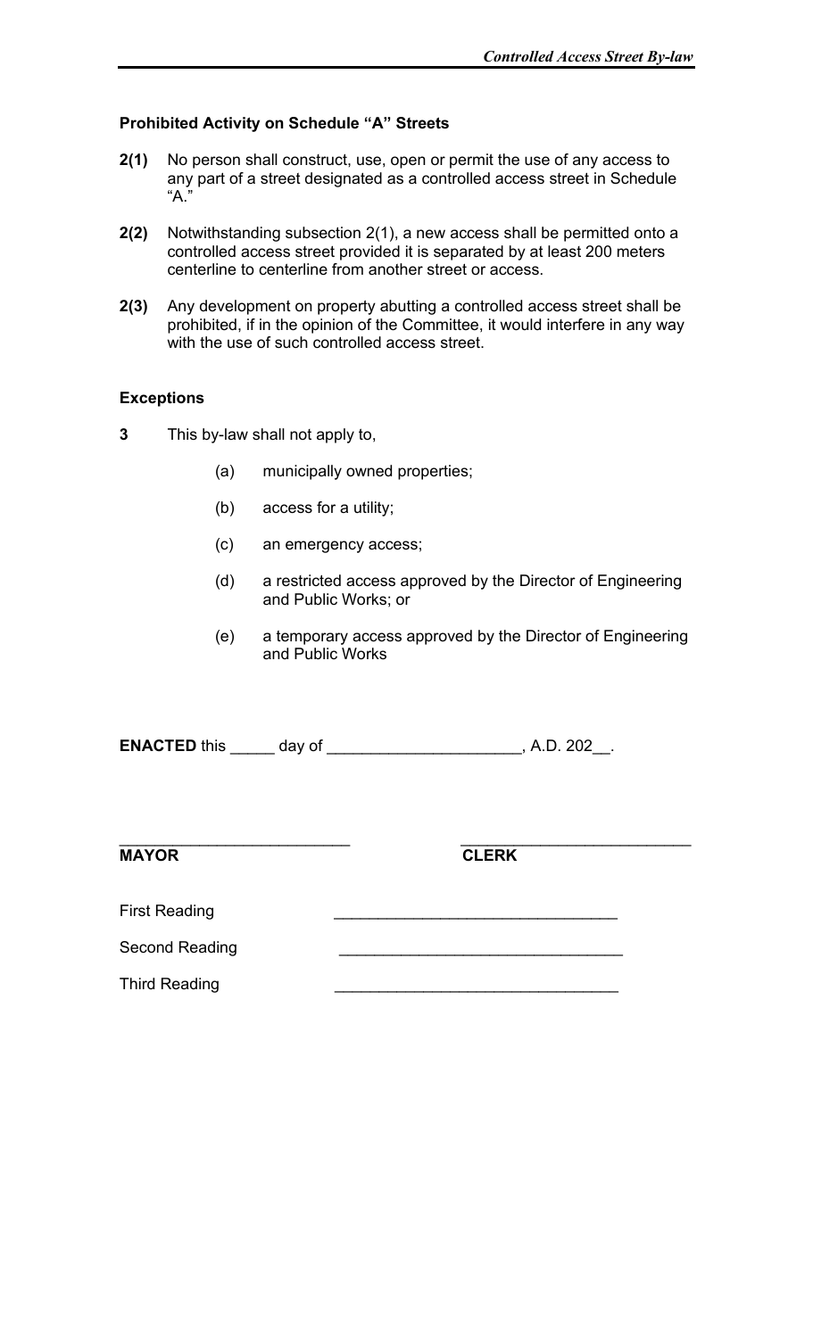### Prohibited Activity on Schedule "A" Streets

**2(1)** No person shall construct, use, open or permit the use of any access to any part of a street designated as a controlled access street in Schedule "A."

**2(2)** Notwithstanding subsection 2(1), a new access shall be permitted onto a controlled access street provided it is separated by at least 200 meters centerline to centerline from another street or access.

**2(3)** Any development on property abutting a controlled access street shall be prohibited, if in the opinion of the Committee, it would interfere in any way with the use of such controlled access street.

### Exceptions

**3** This by-law shall not apply to,

- (a) municipally owned properties;
- (b) access for a utility;
- (c) an emergency access;
- (d) a restricted access approved by the Director of Engineering and Public Works; or
- (e) a temporary access approved by the Director of Engineering and Public Works

**ENACTED** this _____ day of ______________________, A.D. 202__.

| ___________________________ | ___________________________ |
| --- | --- |
| **MAYOR** | **CLERK** |

First Reading ________________________________

Second Reading ________________________________

Third Reading ________________________________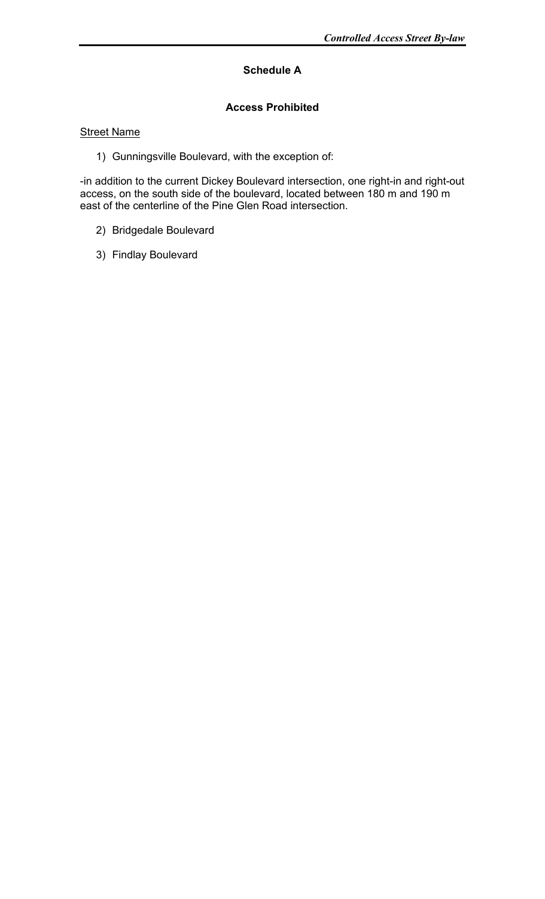## Schedule A

### Access Prohibited

Street Name

1) Gunningsville Boulevard, with the exception of:

-in addition to the current Dickey Boulevard intersection, one right-in and right-out access, on the south side of the boulevard, located between 180 m and 190 m east of the centerline of the Pine Glen Road intersection.

2) Bridgedale Boulevard

3) Findlay Boulevard